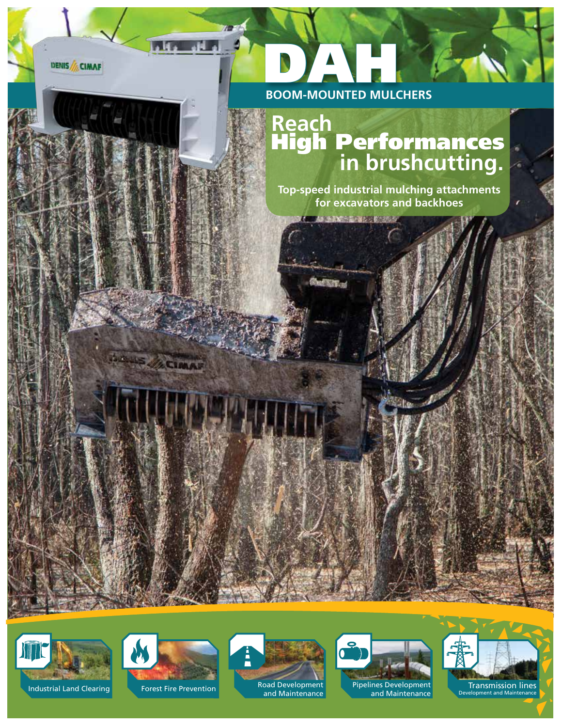# DAH

## BOOM-MOUNTED MULCHERS

## Reach High Performances in brushcutting.

**Top-speed industrial mulching attachments for excavators and backhoes**

- Industrial Land Clearing
- Forest Fire Prevention
- Road Development and Maintenance
- Pipelines Development and Maintenance
- Transmission lines Development and Maintenance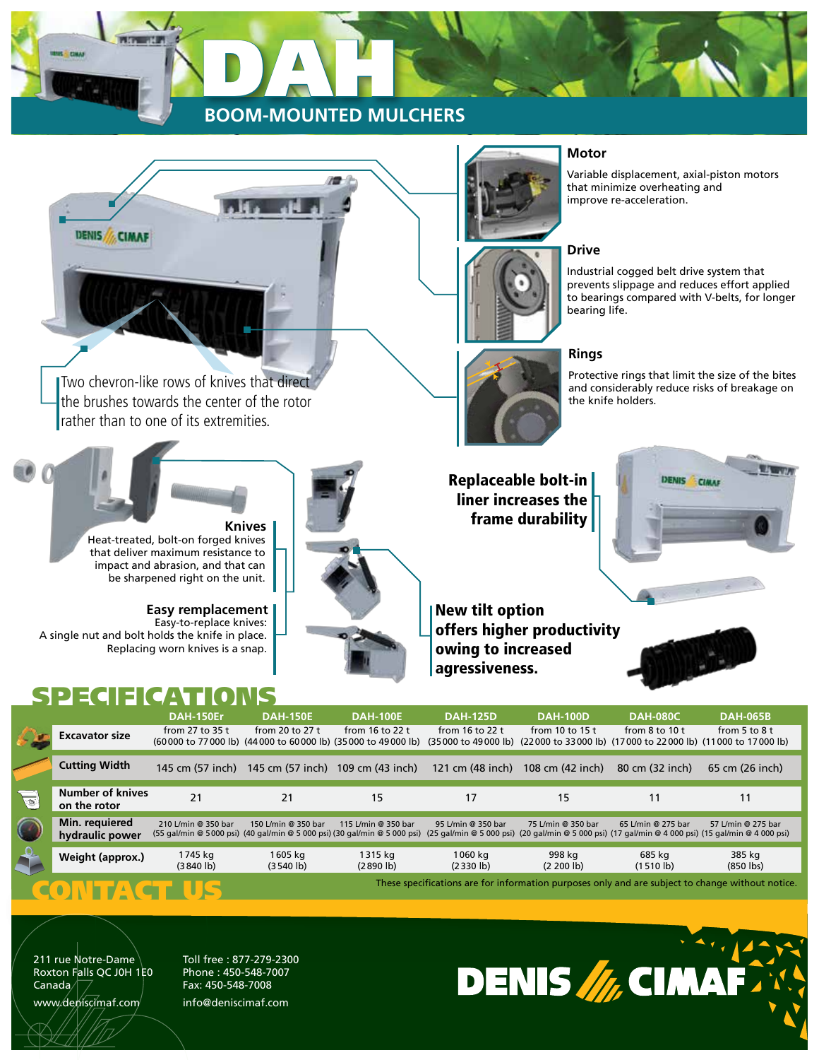# DAH

## BOOM-MOUNTED MULCHERS

### Motor

Variable displacement, axial-piston motors that minimize overheating and improve re-acceleration.

### Drive

Industrial cogged belt drive system that prevents slippage and reduces effort applied to bearings compared with V-belts, for longer bearing life.

### Rings

Protective rings that limit the size of the bites and considerably reduce risks of breakage on the knife holders.

Two chevron-like rows of knives that direct the brushes towards the center of the rotor rather than to one of its extremities.

### Knives

Heat-treated, bolt-on forged knives that deliver maximum resistance to impact and abrasion, and that can be sharpened right on the unit.

### Easy remplacement

Easy-to-replace knives:
A single nut and bolt holds the knife in place.
Replacing worn knives is a snap.

**Replaceable bolt-in liner increases the frame durability**

**New tilt option offers higher productivity owing to increased agressiveness.**

## SPECIFICATIONS

| | DAH-150Er | DAH-150E | DAH-100E | DAH-125D | DAH-100D | DAH-080C | DAH-065B |
|---|---|---|---|---|---|---|---|
| Excavator size | from 27 to 35 t (60 000 to 77 000 lb) | from 20 to 27 t (44 000 to 60 000 lb) | from 16 to 22 t (35 000 to 49 000 lb) | from 16 to 22 t (35 000 to 49 000 lb) | from 10 to 15 t (22 000 to 33 000 lb) | from 8 to 10 t (17 000 to 22 000 lb) | from 5 to 8 t (11 000 to 17 000 lb) |
| Cutting Width | 145 cm (57 inch) | 145 cm (57 inch) | 109 cm (43 inch) | 121 cm (48 inch) | 108 cm (42 inch) | 80 cm (32 inch) | 65 cm (26 inch) |
| Number of knives on the rotor | 21 | 21 | 15 | 17 | 15 | 11 | 11 |
| Min. requiered hydraulic power | 210 L/min @ 350 bar (55 gal/min @ 5 000 psi) | 150 L/min @ 350 bar (40 gal/min @ 5 000 psi) | 115 L/min @ 350 bar (30 gal/min @ 5 000 psi) | 95 L/min @ 350 bar (25 gal/min @ 5 000 psi) | 75 L/min @ 350 bar (20 gal/min @ 5 000 psi) | 65 L/min @ 275 bar (17 gal/min @ 4 000 psi) | 57 L/min @ 275 bar (15 gal/min @ 4 000 psi) |
| Weight (approx.) | 1 745 kg (3 840 lb) | 1 605 kg (3 540 lb) | 1 315 kg (2 890 lb) | 1 060 kg (2 330 lb) | 998 kg (2 200 lb) | 685 kg (1 510 lb) | 385 kg (850 lbs) |

These specifications are for information purposes only and are subject to change without notice.

## CONTACT US

211 rue Notre-Dame
Roxton Falls QC J0H 1E0
Canada
www.deniscimaf.com

Toll free : 877-279-2300
Phone : 450-548-7007
Fax: 450-548-7008
info@deniscimaf.com

DENIS CIMAF